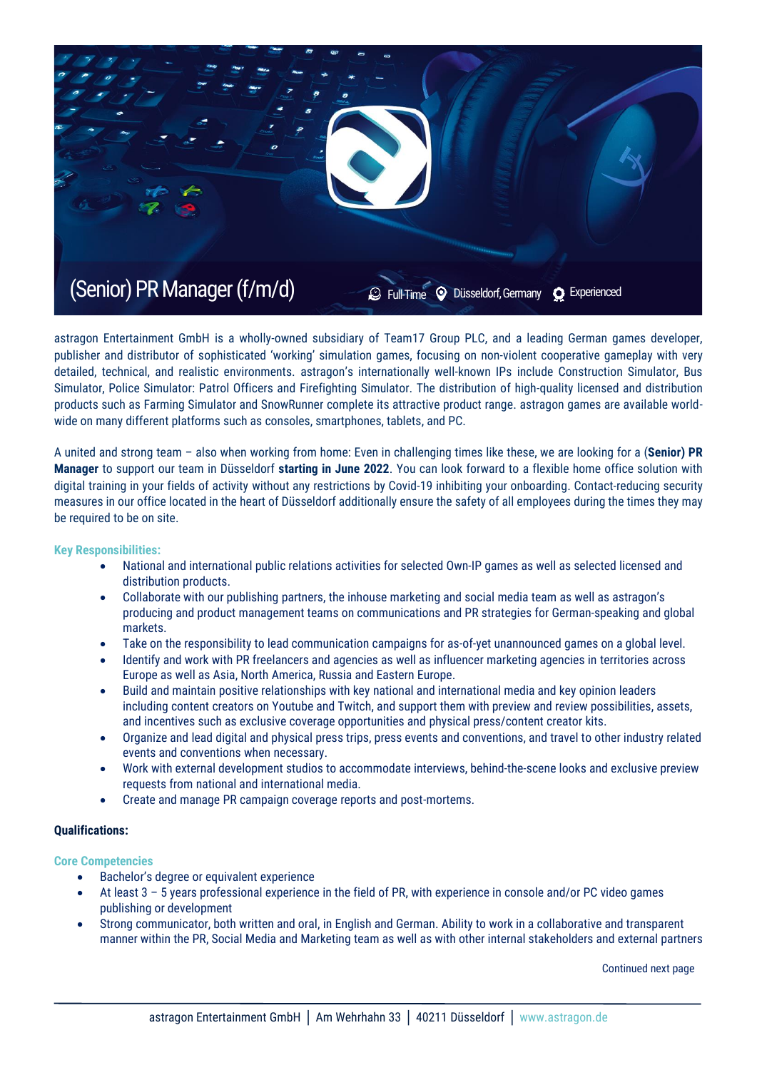# (Senior) PR Manager (f/m/d)

Full-Time | Düsseldorf, Germany | Experienced

astragon Entertainment GmbH is a wholly-owned subsidiary of Team17 Group PLC, and a leading German games developer, publisher and distributor of sophisticated 'working' simulation games, focusing on non-violent cooperative gameplay with very detailed, technical, and realistic environments. astragon's internationally well-known IPs include Construction Simulator, Bus Simulator, Police Simulator: Patrol Officers and Firefighting Simulator. The distribution of high-quality licensed and distribution products such as Farming Simulator and SnowRunner complete its attractive product range. astragon games are available world-wide on many different platforms such as consoles, smartphones, tablets, and PC.

A united and strong team – also when working from home: Even in challenging times like these, we are looking for a (**Senior) PR Manager** to support our team in Düsseldorf **starting in June 2022**. You can look forward to a flexible home office solution with digital training in your fields of activity without any restrictions by Covid-19 inhibiting your onboarding. Contact-reducing security measures in our office located in the heart of Düsseldorf additionally ensure the safety of all employees during the times they may be required to be on site.

### Key Responsibilities:

- National and international public relations activities for selected Own-IP games as well as selected licensed and distribution products.
- Collaborate with our publishing partners, the inhouse marketing and social media team as well as astragon's producing and product management teams on communications and PR strategies for German-speaking and global markets.
- Take on the responsibility to lead communication campaigns for as-of-yet unannounced games on a global level.
- Identify and work with PR freelancers and agencies as well as influencer marketing agencies in territories across Europe as well as Asia, North America, Russia and Eastern Europe.
- Build and maintain positive relationships with key national and international media and key opinion leaders including content creators on Youtube and Twitch, and support them with preview and review possibilities, assets, and incentives such as exclusive coverage opportunities and physical press/content creator kits.
- Organize and lead digital and physical press trips, press events and conventions, and travel to other industry related events and conventions when necessary.
- Work with external development studios to accommodate interviews, behind-the-scene looks and exclusive preview requests from national and international media.
- Create and manage PR campaign coverage reports and post-mortems.

### Qualifications:

#### Core Competencies

- Bachelor's degree or equivalent experience
- At least 3 – 5 years professional experience in the field of PR, with experience in console and/or PC video games publishing or development
- Strong communicator, both written and oral, in English and German. Ability to work in a collaborative and transparent manner within the PR, Social Media and Marketing team as well as with other internal stakeholders and external partners

Continued next page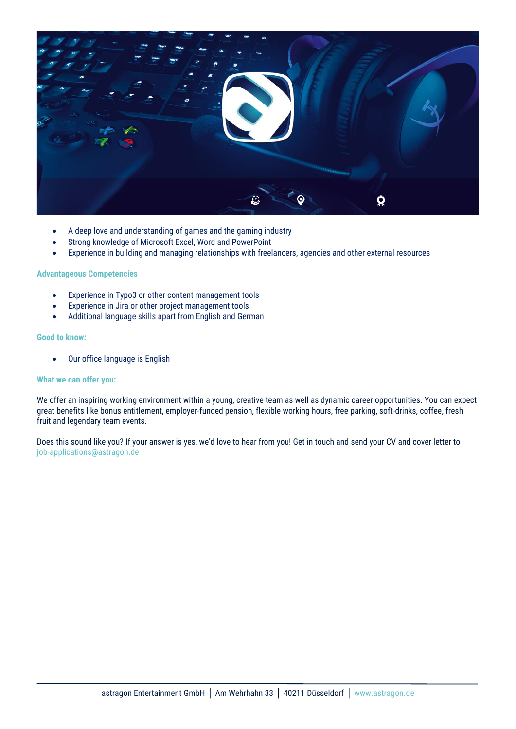- A deep love and understanding of games and the gaming industry
- Strong knowledge of Microsoft Excel, Word and PowerPoint
- Experience in building and managing relationships with freelancers, agencies and other external resources

**Advantageous Competencies**

- Experience in Typo3 or other content management tools
- Experience in Jira or other project management tools
- Additional language skills apart from English and German

**Good to know:**

- Our office language is English

**What we can offer you:**

We offer an inspiring working environment within a young, creative team as well as dynamic career opportunities. You can expect great benefits like bonus entitlement, employer-funded pension, flexible working hours, free parking, soft-drinks, coffee, fresh fruit and legendary team events.

Does this sound like you? If your answer is yes, we'd love to hear from you! Get in touch and send your CV and cover letter to job-applications@astragon.de

astragon Entertainment GmbH | Am Wehrhahn 33 | 40211 Düsseldorf | www.astragon.de